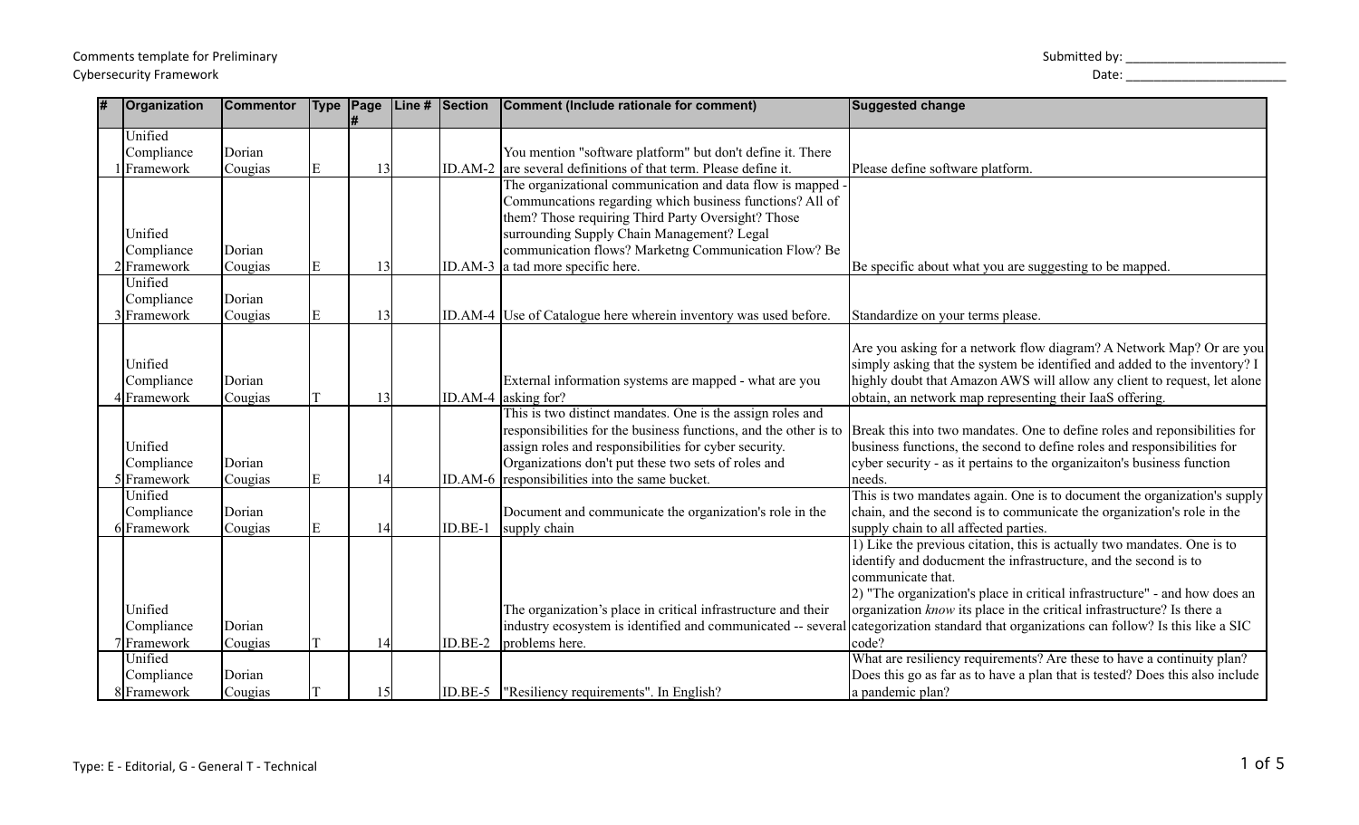Comments template for Preliminary
Cybersecurity Framework

Submitted by: ________________________

Date: ________________________

| # | Organization | Commentor | Type | Page # | Line # | Section | Comment (Include rationale for comment) | Suggested change |
|---|---|---|---|---|---|---|---|---|
| 1 | Unified Compliance Framework | Dorian Cougias | E | 13 | | ID.AM-2 | You mention "software platform" but don't define it. There are several definitions of that term. Please define it. | Please define software platform. |
| 2 | Unified Compliance Framework | Dorian Cougias | E | 13 | | ID.AM-3 | The organizational communication and data flow is mapped - Communcations regarding which business functions? All of them? Those requiring Third Party Oversight? Those surrounding Supply Chain Management? Legal communication flows? Marketng Communication Flow? Be a tad more specific here. | Be specific about what you are suggesting to be mapped. |
| 3 | Unified Compliance Framework | Dorian Cougias | E | 13 | | ID.AM-4 | Use of Catalogue here wherein inventory was used before. | Standardize on your terms please. |
| 4 | Unified Compliance Framework | Dorian Cougias | T | 13 | | ID.AM-4 | External information systems are mapped - what are you asking for? | Are you asking for a network flow diagram? A Network Map? Or are you simply asking that the system be identified and added to the inventory? I highly doubt that Amazon AWS will allow any client to request, let alone obtain, an network map representing their IaaS offering. |
| 5 | Unified Compliance Framework | Dorian Cougias | E | 14 | | ID.AM-6 | This is two distinct mandates. One is the assign roles and responsibilities for the business functions, and the other is to assign roles and responsibilities for cyber security. Organizations don't put these two sets of roles and responsibilities into the same bucket. | Break this into two mandates. One to define roles and reponsibilities for business functions, the second to define roles and responsibilities for cyber security - as it pertains to the organizaiton's business function needs. |
| 6 | Unified Compliance Framework | Dorian Cougias | E | 14 | | ID.BE-1 | Document and communicate the organization's role in the supply chain | This is two mandates again. One is to document the organization's supply chain, and the second is to communicate the organization's role in the supply chain to all affected parties. |
| 7 | Unified Compliance Framework | Dorian Cougias | T | 14 | | ID.BE-2 | The organization's place in critical infrastructure and their industry ecosystem is identified and communicated -- several problems here. | 1) Like the previous citation, this is actually two mandates. One is to identify and doducment the infrastructure, and the second is to communicate that.<br>2) "The organization's place in critical infrastructure" - and how does an organization *know* its place in the critical infrastructure? Is there a categorization standard that organizations can follow? Is this like a SIC code? |
| 8 | Unified Compliance Framework | Dorian Cougias | T | 15 | | ID.BE-5 | "Resiliency requirements". In English? | What are resiliency requirements? Are these to have a continuity plan? Does this go as far as to have a plan that is tested? Does this also include a pandemic plan? |

Type: E - Editorial, G - General T - Technical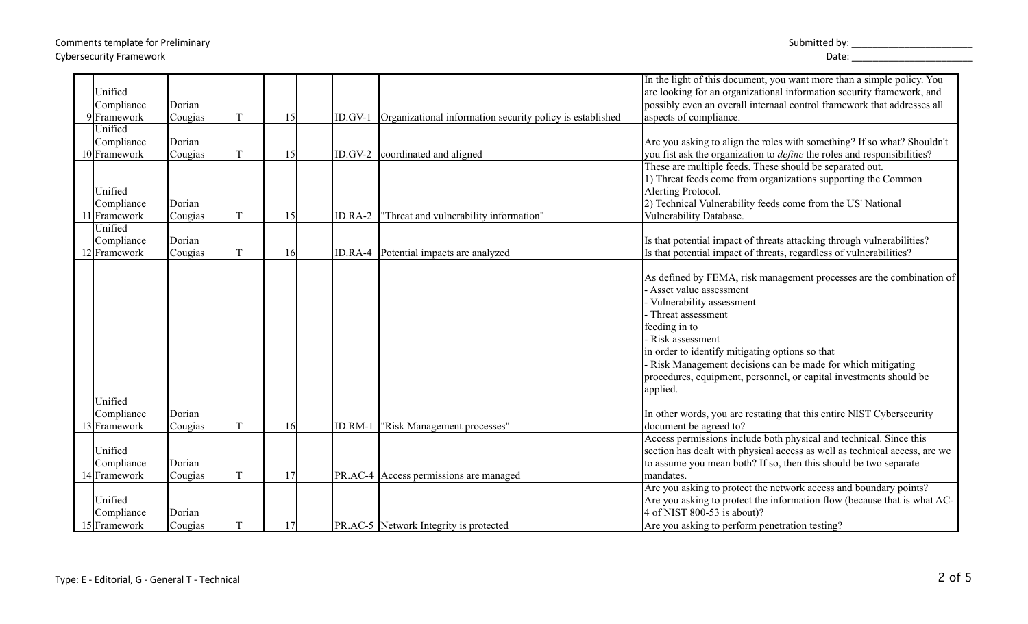Comments template for Preliminary Cybersecurity Framework

Submitted by: _______________________

Date: _______________________

| # | Organization | Commentor | Type | Page # | Line # | Section | Comment (Include rationale for comment) | Suggested change |
|---|---|---|---|---|---|---|---|---|
| 9 | Unified Compliance Framework | Dorian Cougias | T | 15 | | ID.GV-1 | Organizational information security policy is established | In the light of this document, you want more than a simple policy. You are looking for an organizational information security framework, and possibly even an overall internaal control framework that addresses all aspects of compliance. |
| 10 | Unified Compliance Framework | Dorian Cougias | T | 15 | | ID.GV-2 | coordinated and aligned | Are you asking to align the roles with something? If so what? Shouldn't you fist ask the organization to *define* the roles and responsibilities? |
| 11 | Unified Compliance Framework | Dorian Cougias | T | 15 | | ID.RA-2 | "Threat and vulnerability information" | These are multiple feeds. These should be separated out.<br>1) Threat feeds come from organizations supporting the Common Alerting Protocol.<br>2) Technical Vulnerability feeds come from the US' National Vulnerability Database. |
| 12 | Unified Compliance Framework | Dorian Cougias | T | 16 | | ID.RA-4 | Potential impacts are analyzed | Is that potential impact of threats attacking through vulnerabilities? Is that potential impact of threats, regardless of vulnerabilities? |
| 13 | Unified Compliance Framework | Dorian Cougias | T | 16 | | ID.RM-1 | "Risk Management processes" | As defined by FEMA, risk management processes are the combination of<br>- Asset value assessment<br>- Vulnerability assessment<br>- Threat assessment<br>feeding in to<br>- Risk assessment<br>in order to identify mitigating options so that<br>- Risk Management decisions can be made for which mitigating procedures, equipment, personnel, or capital investments should be applied.<br><br>In other words, you are restating that this entire NIST Cybersecurity document be agreed to? |
| 14 | Unified Compliance Framework | Dorian Cougias | T | 17 | | PR.AC-4 | Access permissions are managed | Access permissions include both physical and technical. Since this section has dealt with physical access as well as technical access, are we to assume you mean both? If so, then this should be two separate mandates. |
| 15 | Unified Compliance Framework | Dorian Cougias | T | 17 | | PR.AC-5 | Network Integrity is protected | Are you asking to protect the network access and boundary points?<br>Are you asking to protect the information flow (because that is what AC-4 of NIST 800-53 is about)?<br>Are you asking to perform penetration testing? |

Type: E - Editorial, G - General T - Technical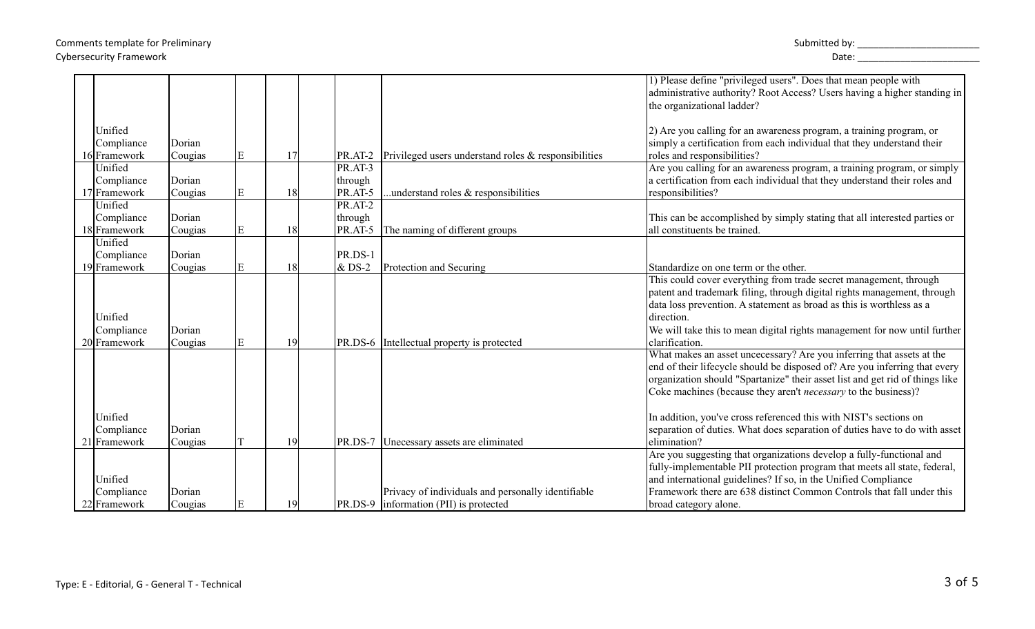Comments template for Preliminary Cybersecurity Framework

Submitted by: _______________________
Date: _______________________

| # | Organization | Commentor | Type | Page # | Line # | Section | Comment (Include rationale for comment) | Suggested change |
|---|---|---|---|---|---|---|---|---|
| 16 | Unified Compliance Framework | Dorian Cougias | E | 17 | | PR.AT-2 | Privileged users understand roles & responsibilities | 1) Please define "privileged users". Does that mean people with administrative authority? Root Access? Users having a higher standing in the organizational ladder?<br><br>2) Are you calling for an awareness program, a training program, or simply a certification from each individual that they understand their roles and responsibilities? |
| 17 | Unified Compliance Framework | Dorian Cougias | E | 18 | | PR.AT-3 through PR.AT-5 | ...understand roles & responsibilities | Are you calling for an awareness program, a training program, or simply a certification from each individual that they understand their roles and responsibilities? |
| 18 | Unified Compliance Framework | Dorian Cougias | E | 18 | | PR.AT-2 through PR.AT-5 | The naming of different groups | This can be accomplished by simply stating that all interested parties or all constituents be trained. |
| 19 | Unified Compliance Framework | Dorian Cougias | E | 18 | | PR.DS-1 & DS-2 | Protection and Securing | Standardize on one term or the other. |
| 20 | Unified Compliance Framework | Dorian Cougias | E | 19 | | PR.DS-6 | Intellectual property is protected | This could cover everything from trade secret management, through patent and trademark filing, through digital rights management, through data loss prevention. A statement as broad as this is worthless as a direction.<br>We will take this to mean digital rights management for now until further clarification. |
| 21 | Unified Compliance Framework | Dorian Cougias | T | 19 | | PR.DS-7 | Unecessary assets are eliminated | What makes an asset uncecessary? Are you inferring that assets at the end of their lifecycle should be disposed of? Are you inferring that every organization should "Spartanize" their asset list and get rid of things like Coke machines (because they aren't *necessary* to the business)?<br><br>In addition, you've cross referenced this with NIST's sections on separation of duties. What does separation of duties have to do with asset elimination? |
| 22 | Unified Compliance Framework | Dorian Cougias | E | 19 | | PR.DS-9 | Privacy of individuals and personally identifiable information (PII) is protected | Are you suggesting that organizations develop a fully-functional and fully-implementable PII protection program that meets all state, federal, and international guidelines? If so, in the Unified Compliance Framework there are 638 distinct Common Controls that fall under this broad category alone. |

Type: E - Editorial, G - General T - Technical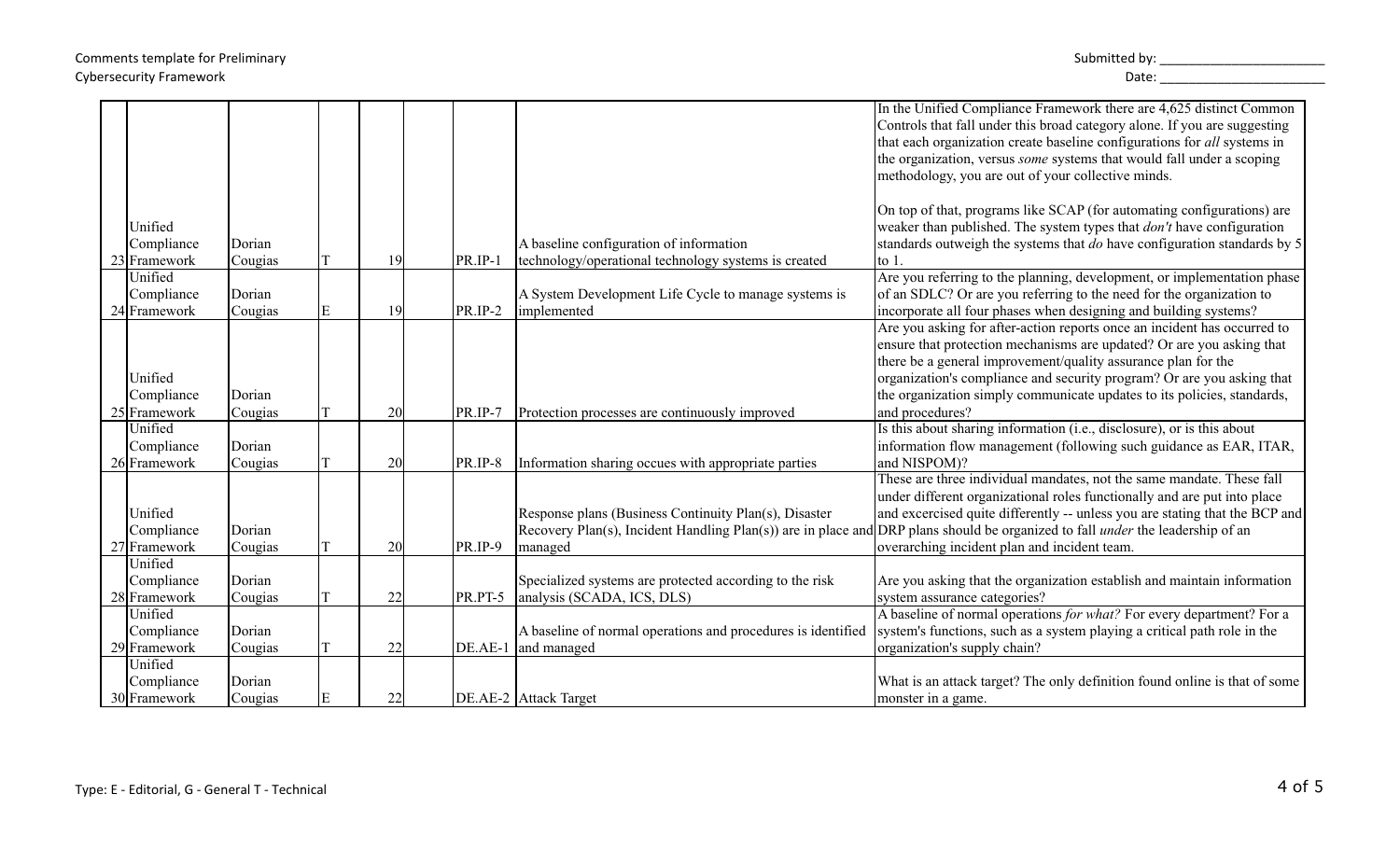Comments template for Preliminary Cybersecurity Framework

Submitted by: ______________________

Date: ______________________

| # | Organization | Commentor | Type | Page # | Line # | Section | Comment (Include rationale for comment) | Suggested change |
|---|---|---|---|---|---|---|---|---|
| 23 | Unified Compliance Framework | Dorian Cougias | T | 19 | | PR.IP-1 | A baseline configuration of information technology/operational technology systems is created | In the Unified Compliance Framework there are 4,625 distinct Common Controls that fall under this broad category alone. If you are suggesting that each organization create baseline configurations for *all* systems in the organization, versus *some* systems that would fall under a scoping methodology, you are out of your collective minds.<br><br>On top of that, programs like SCAP (for automating configurations) are weaker than published. The system types that *don't* have configuration standards outweigh the systems that *do* have configuration standards by 5 to 1. |
| 24 | Unified Compliance Framework | Dorian Cougias | E | 19 | | PR.IP-2 | A System Development Life Cycle to manage systems is implemented | Are you referring to the planning, development, or implementation phase of an SDLC? Or are you referring to the need for the organization to incorporate all four phases when designing and building systems? |
| 25 | Unified Compliance Framework | Dorian Cougias | T | 20 | | PR.IP-7 | Protection processes are continuously improved | Are you asking for after-action reports once an incident has occurred to ensure that protection mechanisms are updated? Or are you asking that there be a general improvement/quality assurance plan for the organization's compliance and security program? Or are you asking that the organization simply communicate updates to its policies, standards, and procedures? |
| 26 | Unified Compliance Framework | Dorian Cougias | T | 20 | | PR.IP-8 | Information sharing occues with appropriate parties | Is this about sharing information (i.e., disclosure), or is this about information flow management (following such guidance as EAR, ITAR, and NISPOM)? |
| 27 | Unified Compliance Framework | Dorian Cougias | T | 20 | | PR.IP-9 | Response plans (Business Continuity Plan(s), Disaster Recovery Plan(s), Incident Handling Plan(s)) are in place and managed | These are three individual mandates, not the same mandate. These fall under different organizational roles functionally and are put into place and excercised quite differently -- unless you are stating that the BCP and DRP plans should be organized to fall *under* the leadership of an overarching incident plan and incident team. |
| 28 | Unified Compliance Framework | Dorian Cougias | T | 22 | | PR.PT-5 | Specialized systems are protected according to the risk analysis (SCADA, ICS, DLS) | Are you asking that the organization establish and maintain information system assurance categories? |
| 29 | Unified Compliance Framework | Dorian Cougias | T | 22 | | DE.AE-1 | A baseline of normal operations and procedures is identified and managed | A baseline of normal operations *for what?* For every department? For a system's functions, such as a system playing a critical path role in the organization's supply chain? |
| 30 | Unified Compliance Framework | Dorian Cougias | E | 22 | | DE.AE-2 | Attack Target | What is an attack target? The only definition found online is that of some monster in a game. |

Type: E - Editorial, G - General T - Technical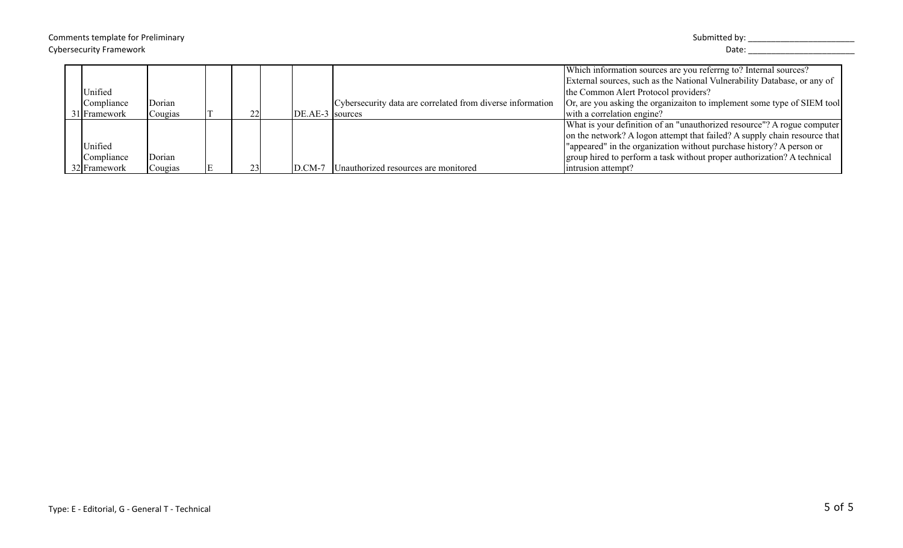| | | | | | | | | |
|---|---|---|---|---|---|---|---|---|
| 31 | Unified Compliance Framework | Dorian Cougias | T | 22 | | DE.AE-3 | Cybersecurity data are correlated from diverse information sources | Which information sources are you referrng to? Internal sources? External sources, such as the National Vulnerability Database, or any of the Common Alert Protocol providers? Or, are you asking the organizaiton to implement some type of SIEM tool with a correlation engine? |
| 32 | Unified Compliance Framework | Dorian Cougias | E | 23 | | D.CM-7 | Unauthorized resources are monitored | What is your definition of an "unauthorized resource"? A rogue computer on the network? A logon attempt that failed? A supply chain resource that "appeared" in the organization without purchase history? A person or group hired to perform a task without proper authorization? A technical intrusion attempt? |